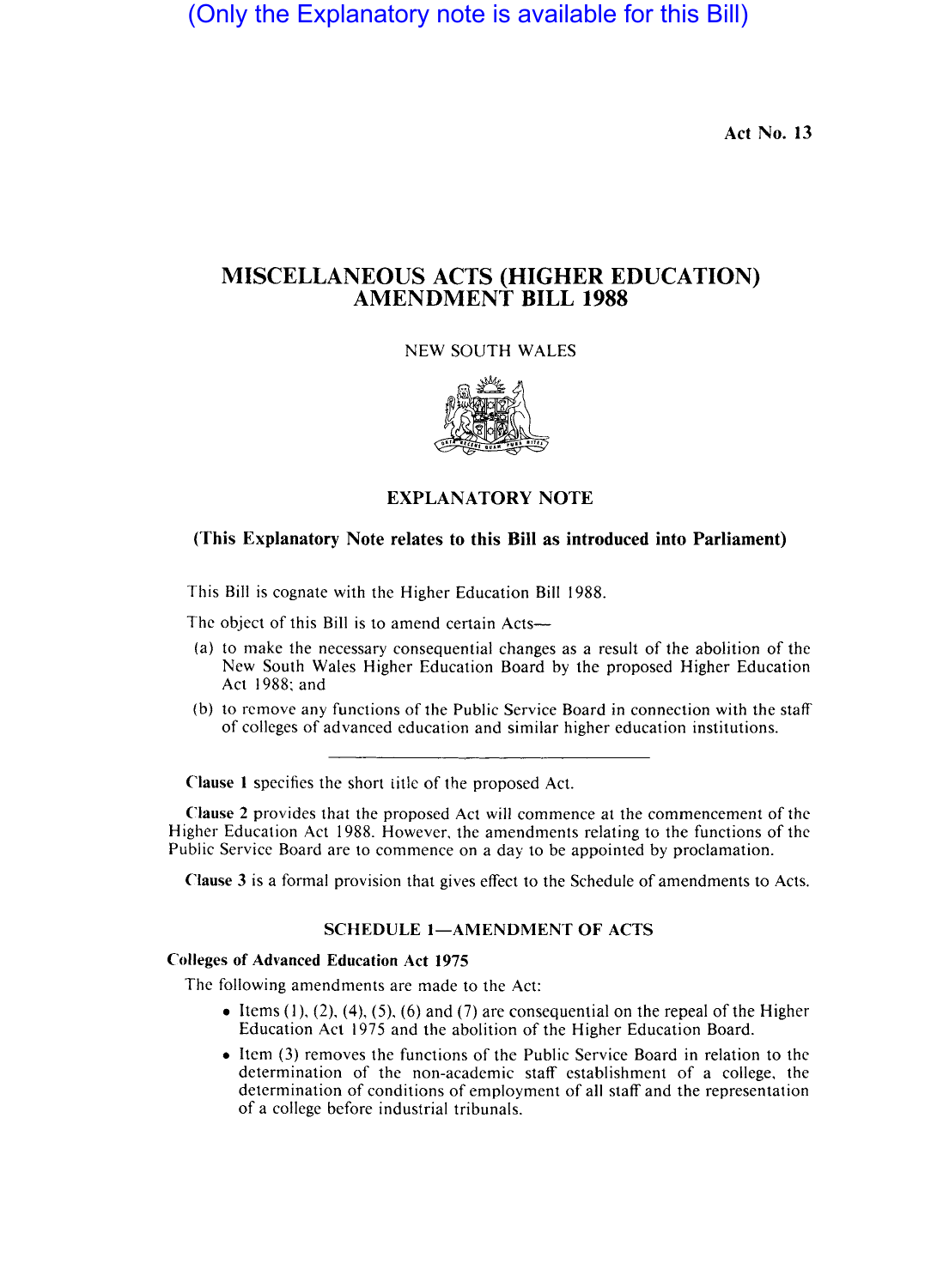(Only the Explanatory note is available for this Bill)

Act No. 13

# MISCELLANEOUS ACTS (HIGHER EDUCATION) AMENDMENT BILL 1988

NEW SOUTH WALES

## EXPLANATORY NOTE

**(This Explanatory Note relates to this Bill as introduced into Parliament)**

This Bill is cognate with the Higher Education Bill 1988.

The object of this Bill is to amend certain Acts—

(a) to make the necessary consequential changes as a result of the abolition of the New South Wales Higher Education Board by the proposed Higher Education Act 1988; and

(b) to remove any functions of the Public Service Board in connection with the staff of colleges of advanced education and similar higher education institutions.

---

**Clause 1** specifies the short title of the proposed Act.

**Clause 2** provides that the proposed Act will commence at the commencement of the Higher Education Act 1988. However, the amendments relating to the functions of the Public Service Board are to commence on a day to be appointed by proclamation.

**Clause 3** is a formal provision that gives effect to the Schedule of amendments to Acts.

### SCHEDULE 1—AMENDMENT OF ACTS

**Colleges of Advanced Education Act 1975**

The following amendments are made to the Act:

- Items (1), (2), (4), (5), (6) and (7) are consequential on the repeal of the Higher Education Act 1975 and the abolition of the Higher Education Board.
- Item (3) removes the functions of the Public Service Board in relation to the determination of the non-academic staff establishment of a college, the determination of conditions of employment of all staff and the representation of a college before industrial tribunals.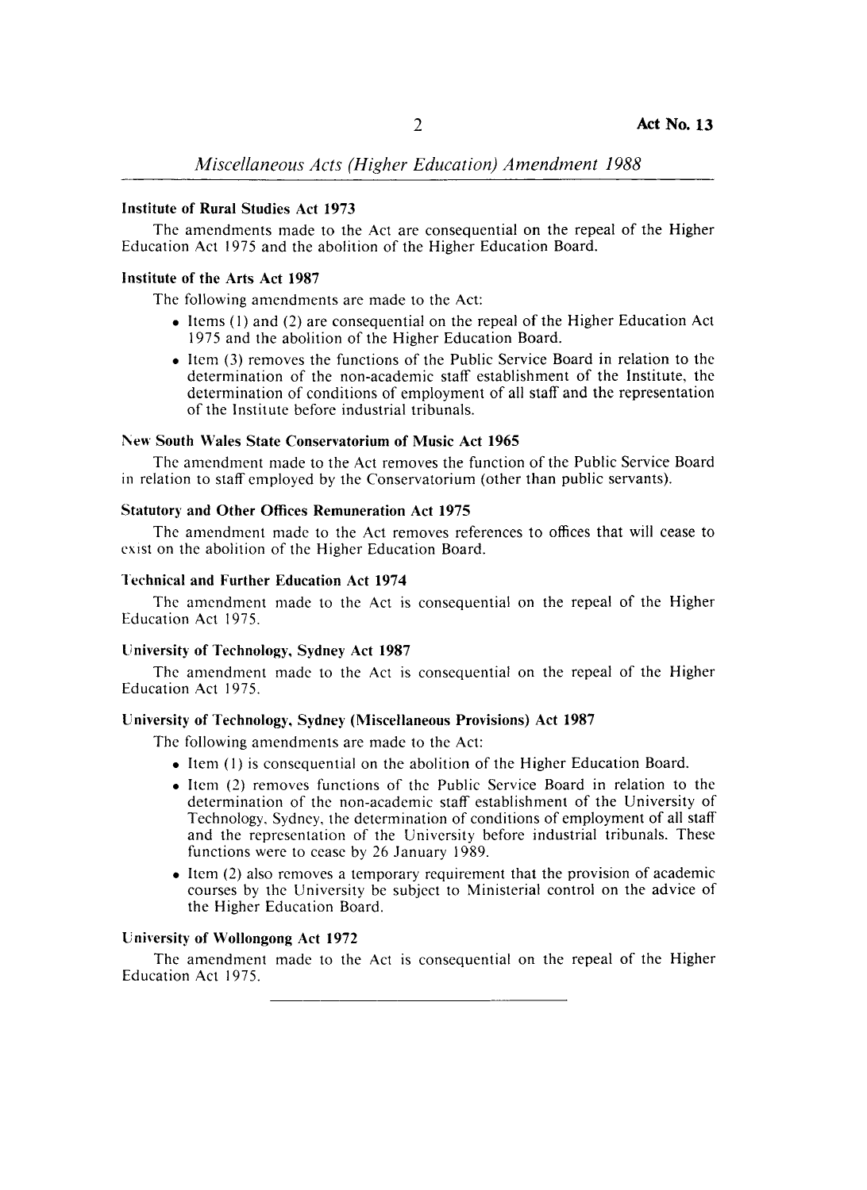#### Institute of Rural Studies Act 1973

The amendments made to the Act are consequential on the repeal of the Higher Education Act 1975 and the abolition of the Higher Education Board.

#### Institute of the Arts Act 1987

The following amendments are made to the Act:

- Items (1) and (2) are consequential on the repeal of the Higher Education Act 1975 and the abolition of the Higher Education Board.
- Item (3) removes the functions of the Public Service Board in relation to the determination of the non-academic staff establishment of the Institute, the determination of conditions of employment of all staff and the representation of the Institute before industrial tribunals.

#### New South Wales State Conservatorium of Music Act 1965

The amendment made to the Act removes the function of the Public Service Board in relation to staff employed by the Conservatorium (other than public servants).

#### Statutory and Other Offices Remuneration Act 1975

The amendment made to the Act removes references to offices that will cease to exist on the abolition of the Higher Education Board.

#### Technical and Further Education Act 1974

The amendment made to the Act is consequential on the repeal of the Higher Education Act 1975.

#### University of Technology, Sydney Act 1987

The amendment made to the Act is consequential on the repeal of the Higher Education Act 1975.

#### University of Technology, Sydney (Miscellaneous Provisions) Act 1987

The following amendments are made to the Act:

- Item (1) is consequential on the abolition of the Higher Education Board.
- Item (2) removes functions of the Public Service Board in relation to the determination of the non-academic staff establishment of the University of Technology, Sydney, the determination of conditions of employment of all staff and the representation of the University before industrial tribunals. These functions were to cease by 26 January 1989.
- Item (2) also removes a temporary requirement that the provision of academic courses by the University be subject to Ministerial control on the advice of the Higher Education Board.

#### University of Wollongong Act 1972

The amendment made to the Act is consequential on the repeal of the Higher Education Act 1975.